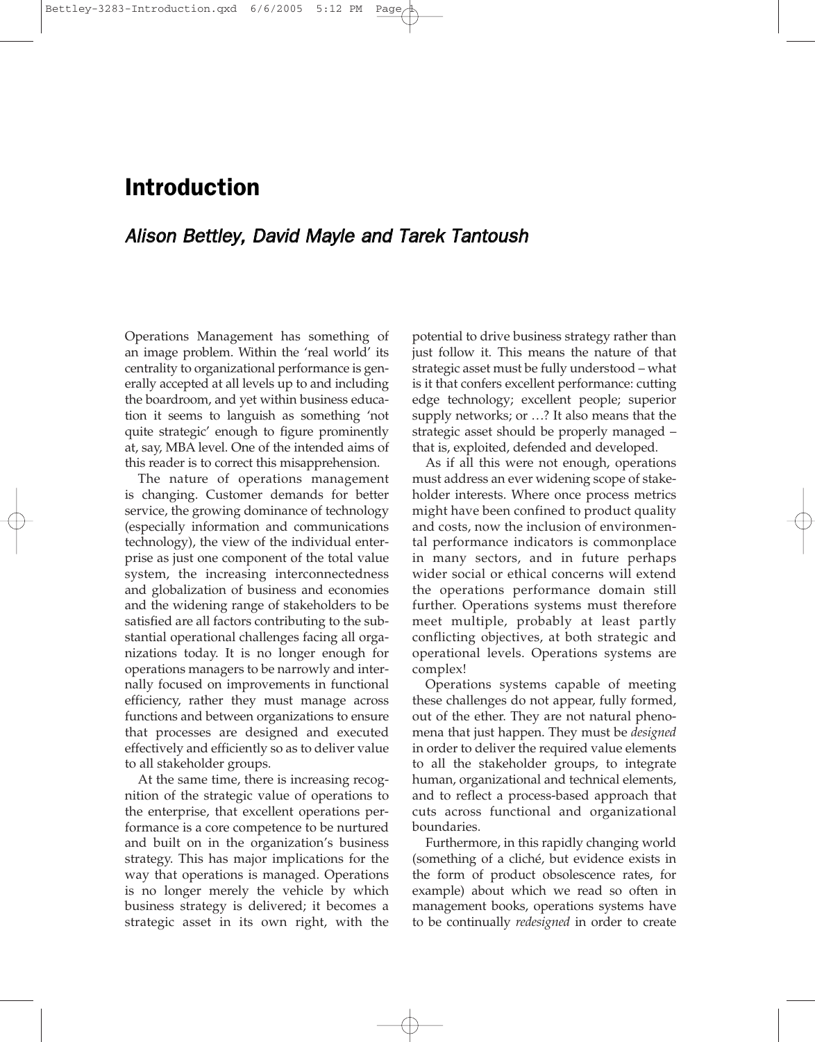# Introduction

## *Alison Bettley, David Mayle and Tarek Tantoush*

Operations Management has something of an image problem. Within the 'real world' its centrality to organizational performance is generally accepted at all levels up to and including the boardroom, and yet within business education it seems to languish as something 'not quite strategic' enough to figure prominently at, say, MBA level. One of the intended aims of this reader is to correct this misapprehension.

The nature of operations management is changing. Customer demands for better service, the growing dominance of technology (especially information and communications technology), the view of the individual enterprise as just one component of the total value system, the increasing interconnectedness and globalization of business and economies and the widening range of stakeholders to be satisfied are all factors contributing to the substantial operational challenges facing all organizations today. It is no longer enough for operations managers to be narrowly and internally focused on improvements in functional efficiency, rather they must manage across functions and between organizations to ensure that processes are designed and executed effectively and efficiently so as to deliver value to all stakeholder groups.

At the same time, there is increasing recognition of the strategic value of operations to the enterprise, that excellent operations performance is a core competence to be nurtured and built on in the organization's business strategy. This has major implications for the way that operations is managed. Operations is no longer merely the vehicle by which business strategy is delivered; it becomes a strategic asset in its own right, with the potential to drive business strategy rather than just follow it. This means the nature of that strategic asset must be fully understood – what is it that confers excellent performance: cutting edge technology; excellent people; superior supply networks; or …? It also means that the strategic asset should be properly managed – that is, exploited, defended and developed.

As if all this were not enough, operations must address an ever widening scope of stakeholder interests. Where once process metrics might have been confined to product quality and costs, now the inclusion of environmental performance indicators is commonplace in many sectors, and in future perhaps wider social or ethical concerns will extend the operations performance domain still further. Operations systems must therefore meet multiple, probably at least partly conflicting objectives, at both strategic and operational levels. Operations systems are complex!

Operations systems capable of meeting these challenges do not appear, fully formed, out of the ether. They are not natural phenomena that just happen. They must be *designed* in order to deliver the required value elements to all the stakeholder groups, to integrate human, organizational and technical elements, and to reflect a process-based approach that cuts across functional and organizational boundaries.

Furthermore, in this rapidly changing world (something of a cliché, but evidence exists in the form of product obsolescence rates, for example) about which we read so often in management books, operations systems have to be continually *redesigned* in order to create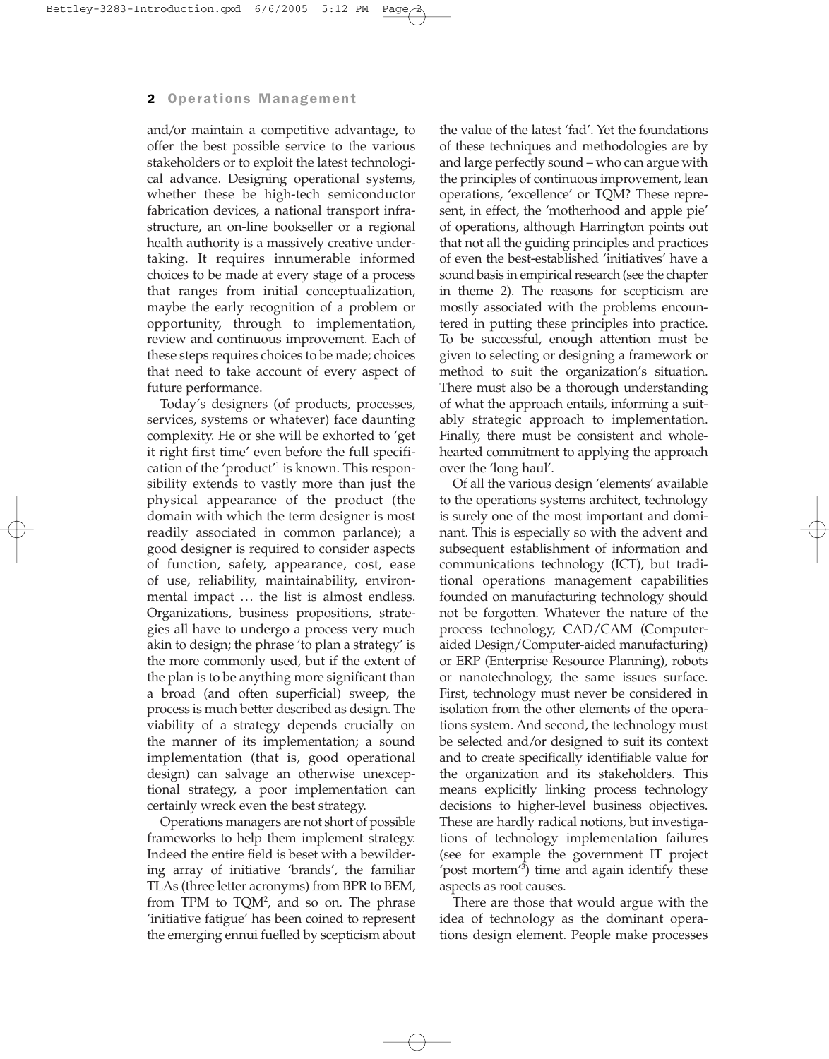and/or maintain a competitive advantage, to offer the best possible service to the various stakeholders or to exploit the latest technological advance. Designing operational systems, whether these be high-tech semiconductor fabrication devices, a national transport infrastructure, an on-line bookseller or a regional health authority is a massively creative undertaking. It requires innumerable informed choices to be made at every stage of a process that ranges from initial conceptualization, maybe the early recognition of a problem or opportunity, through to implementation, review and continuous improvement. Each of these steps requires choices to be made; choices that need to take account of every aspect of future performance.

Today's designers (of products, processes, services, systems or whatever) face daunting complexity. He or she will be exhorted to 'get it right first time' even before the full specification of the 'product'[1] is known. This responsibility extends to vastly more than just the physical appearance of the product (the domain with which the term designer is most readily associated in common parlance); a good designer is required to consider aspects of function, safety, appearance, cost, ease of use, reliability, maintainability, environmental impact … the list is almost endless. Organizations, business propositions, strategies all have to undergo a process very much akin to design; the phrase 'to plan a strategy' is the more commonly used, but if the extent of the plan is to be anything more significant than a broad (and often superficial) sweep, the process is much better described as design. The viability of a strategy depends crucially on the manner of its implementation; a sound implementation (that is, good operational design) can salvage an otherwise unexceptional strategy, a poor implementation can certainly wreck even the best strategy.

Operations managers are not short of possible frameworks to help them implement strategy. Indeed the entire field is beset with a bewildering array of initiative 'brands', the familiar TLAs (three letter acronyms) from BPR to BEM, from TPM to TQM[2], and so on. The phrase 'initiative fatigue' has been coined to represent the emerging ennui fuelled by scepticism about the value of the latest 'fad'. Yet the foundations of these techniques and methodologies are by and large perfectly sound – who can argue with the principles of continuous improvement, lean operations, 'excellence' or TQM? These represent, in effect, the 'motherhood and apple pie' of operations, although Harrington points out that not all the guiding principles and practices of even the best-established 'initiatives' have a sound basis in empirical research (see the chapter in theme 2). The reasons for scepticism are mostly associated with the problems encountered in putting these principles into practice. To be successful, enough attention must be given to selecting or designing a framework or method to suit the organization's situation. There must also be a thorough understanding of what the approach entails, informing a suitably strategic approach to implementation. Finally, there must be consistent and wholehearted commitment to applying the approach over the 'long haul'.

Of all the various design 'elements' available to the operations systems architect, technology is surely one of the most important and dominant. This is especially so with the advent and subsequent establishment of information and communications technology (ICT), but traditional operations management capabilities founded on manufacturing technology should not be forgotten. Whatever the nature of the process technology, CAD/CAM (Computer-aided Design/Computer-aided manufacturing) or ERP (Enterprise Resource Planning), robots or nanotechnology, the same issues surface. First, technology must never be considered in isolation from the other elements of the operations system. And second, the technology must be selected and/or designed to suit its context and to create specifically identifiable value for the organization and its stakeholders. This means explicitly linking process technology decisions to higher-level business objectives. These are hardly radical notions, but investigations of technology implementation failures (see for example the government IT project 'post mortem'[3]) time and again identify these aspects as root causes.

There are those that would argue with the idea of technology as the dominant operations design element. People make processes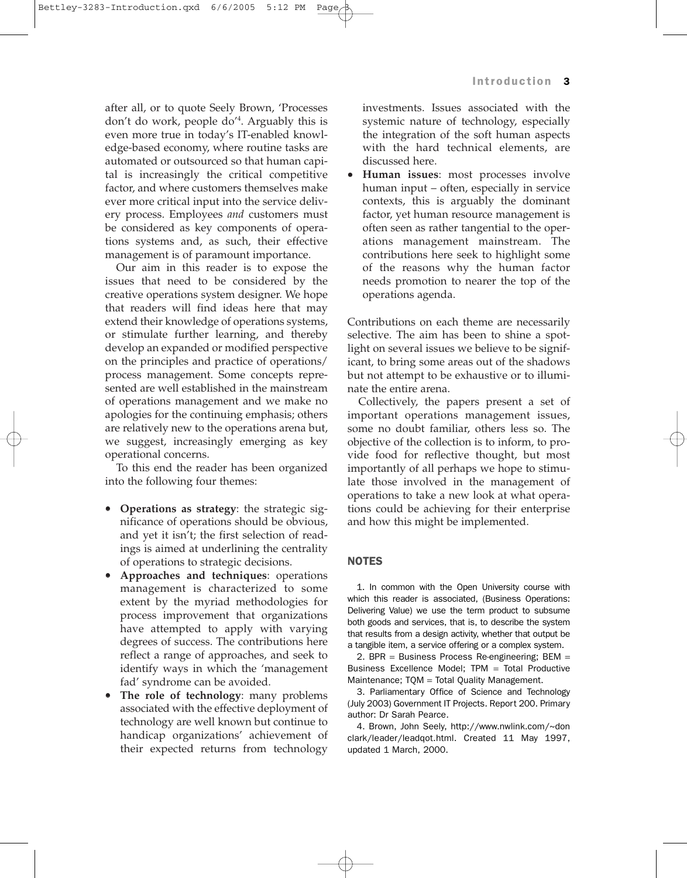after all, or to quote Seely Brown, 'Processes don't do work, people do'[4]. Arguably this is even more true in today's IT-enabled knowledge-based economy, where routine tasks are automated or outsourced so that human capital is increasingly the critical competitive factor, and where customers themselves make ever more critical input into the service delivery process. Employees *and* customers must be considered as key components of operations systems and, as such, their effective management is of paramount importance.

Our aim in this reader is to expose the issues that need to be considered by the creative operations system designer. We hope that readers will find ideas here that may extend their knowledge of operations systems, or stimulate further learning, and thereby develop an expanded or modified perspective on the principles and practice of operations/process management. Some concepts represented are well established in the mainstream of operations management and we make no apologies for the continuing emphasis; others are relatively new to the operations arena but, we suggest, increasingly emerging as key operational concerns.

To this end the reader has been organized into the following four themes:

- **Operations as strategy**: the strategic significance of operations should be obvious, and yet it isn't; the first selection of readings is aimed at underlining the centrality of operations to strategic decisions.
- **Approaches and techniques**: operations management is characterized to some extent by the myriad methodologies for process improvement that organizations have attempted to apply with varying degrees of success. The contributions here reflect a range of approaches, and seek to identify ways in which the 'management fad' syndrome can be avoided.
- **The role of technology**: many problems associated with the effective deployment of technology are well known but continue to handicap organizations' achievement of their expected returns from technology investments. Issues associated with the systemic nature of technology, especially the integration of the soft human aspects with the hard technical elements, are discussed here.
- **Human issues**: most processes involve human input – often, especially in service contexts, this is arguably the dominant factor, yet human resource management is often seen as rather tangential to the operations management mainstream. The contributions here seek to highlight some of the reasons why the human factor needs promotion to nearer the top of the operations agenda.

Contributions on each theme are necessarily selective. The aim has been to shine a spotlight on several issues we believe to be significant, to bring some areas out of the shadows but not attempt to be exhaustive or to illuminate the entire arena.

Collectively, the papers present a set of important operations management issues, some no doubt familiar, others less so. The objective of the collection is to inform, to provide food for reflective thought, but most importantly of all perhaps we hope to stimulate those involved in the management of operations to take a new look at what operations could be achieving for their enterprise and how this might be implemented.

## NOTES

1. In common with the Open University course with which this reader is associated, (Business Operations: Delivering Value) we use the term product to subsume both goods and services, that is, to describe the system that results from a design activity, whether that output be a tangible item, a service offering or a complex system.

2. BPR = Business Process Re-engineering; BEM = Business Excellence Model; TPM = Total Productive Maintenance; TQM = Total Quality Management.

3. Parliamentary Office of Science and Technology (July 2003) Government IT Projects. Report 200. Primary author: Dr Sarah Pearce.

4. Brown, John Seely, http://www.nwlink.com/~donclark/leader/leadqot.html. Created 11 May 1997, updated 1 March, 2000.